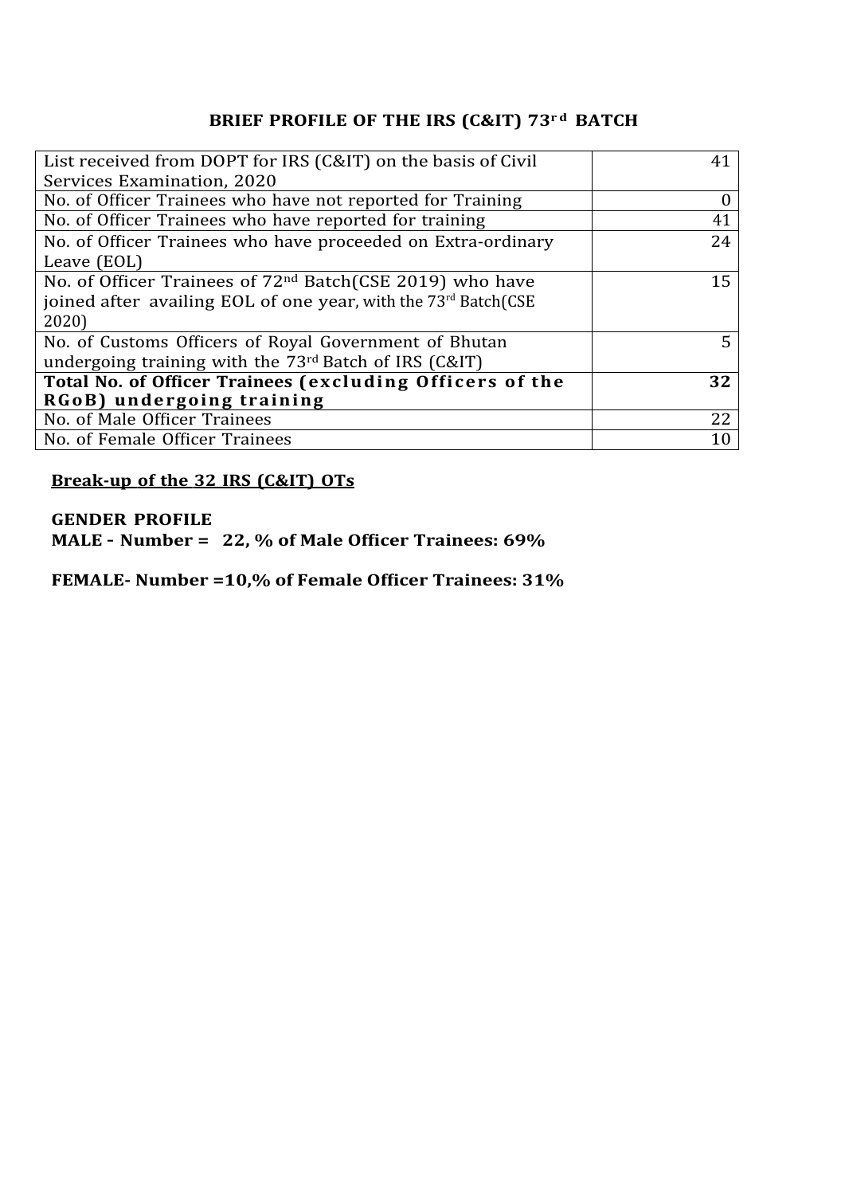## BRIEF PROFILE OF THE IRS (C&IT) 73rd BATCH

| | |
|---|---|
| List received from DOPT for IRS (C&IT) on the basis of Civil Services Examination, 2020 | 41 |
| No. of Officer Trainees who have not reported for Training | 0 |
| No. of Officer Trainees who have reported for training | 41 |
| No. of Officer Trainees who have proceeded on Extra-ordinary Leave (EOL) | 24 |
| No. of Officer Trainees of 72nd Batch(CSE 2019) who have joined after availing EOL of one year, with the 73rd Batch(CSE 2020) | 15 |
| No. of Customs Officers of Royal Government of Bhutan undergoing training with the 73rd Batch of IRS (C&IT) | 5 |
| **Total No. of Officer Trainees (excluding Officers of the RGoB) undergoing training** | **32** |
| No. of Male Officer Trainees | 22 |
| No. of Female Officer Trainees | 10 |

**Break-up of the 32 IRS (C&IT) OTs**

**GENDER PROFILE**
**MALE - Number = 22, % of Male Officer Trainees: 69%**

**FEMALE- Number =10,% of Female Officer Trainees: 31%**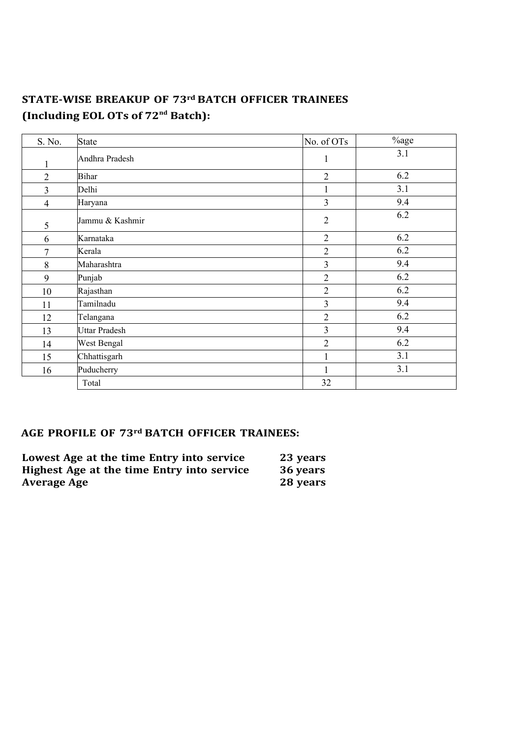## STATE-WISE BREAKUP OF 73rd BATCH OFFICER TRAINEES (Including EOL OTs of 72nd Batch):

| S. No. | State | No. of OTs | %age |
|---|---|---|---|
| 1 | Andhra Pradesh | 1 | 3.1 |
| 2 | Bihar | 2 | 6.2 |
| 3 | Delhi | 1 | 3.1 |
| 4 | Haryana | 3 | 9.4 |
| 5 | Jammu & Kashmir | 2 | 6.2 |
| 6 | Karnataka | 2 | 6.2 |
| 7 | Kerala | 2 | 6.2 |
| 8 | Maharashtra | 3 | 9.4 |
| 9 | Punjab | 2 | 6.2 |
| 10 | Rajasthan | 2 | 6.2 |
| 11 | Tamilnadu | 3 | 9.4 |
| 12 | Telangana | 2 | 6.2 |
| 13 | Uttar Pradesh | 3 | 9.4 |
| 14 | West Bengal | 2 | 6.2 |
| 15 | Chhattisgarh | 1 | 3.1 |
| 16 | Puducherry | 1 | 3.1 |
| | Total | 32 | |

## AGE PROFILE OF 73rd BATCH OFFICER TRAINEES:

**Lowest Age at the time Entry into service** **23 years**
**Highest Age at the time Entry into service** **36 years**
**Average Age** **28 years**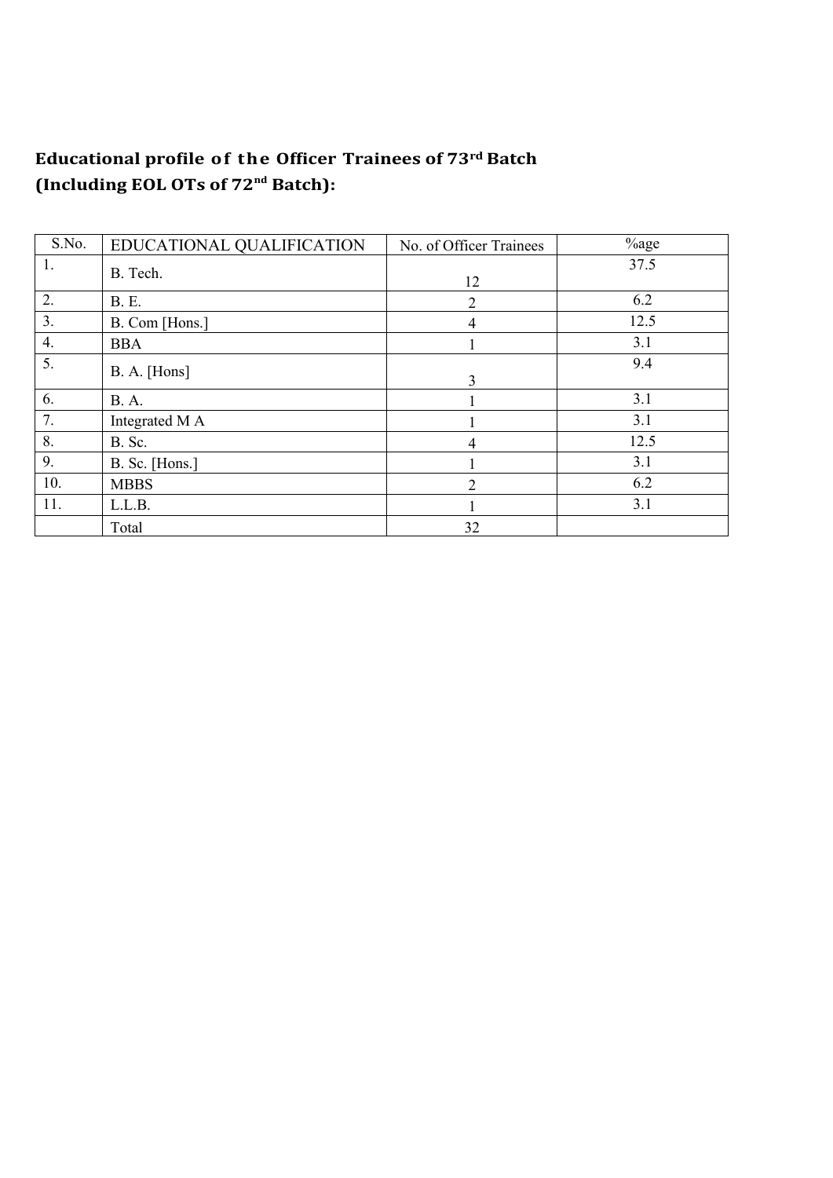**Educational profile of the Officer Trainees of 73rd Batch (Including EOL OTs of 72nd Batch):**

| S.No. | EDUCATIONAL QUALIFICATION | No. of Officer Trainees | %age |
|---|---|---|---|
| 1. | B. Tech. | 12 | 37.5 |
| 2. | B. E. | 2 | 6.2 |
| 3. | B. Com [Hons.] | 4 | 12.5 |
| 4. | BBA | 1 | 3.1 |
| 5. | B. A. [Hons] | 3 | 9.4 |
| 6. | B. A. | 1 | 3.1 |
| 7. | Integrated M A | 1 | 3.1 |
| 8. | B. Sc. | 4 | 12.5 |
| 9. | B. Sc. [Hons.] | 1 | 3.1 |
| 10. | MBBS | 2 | 6.2 |
| 11. | L.L.B. | 1 | 3.1 |
| | Total | 32 | |